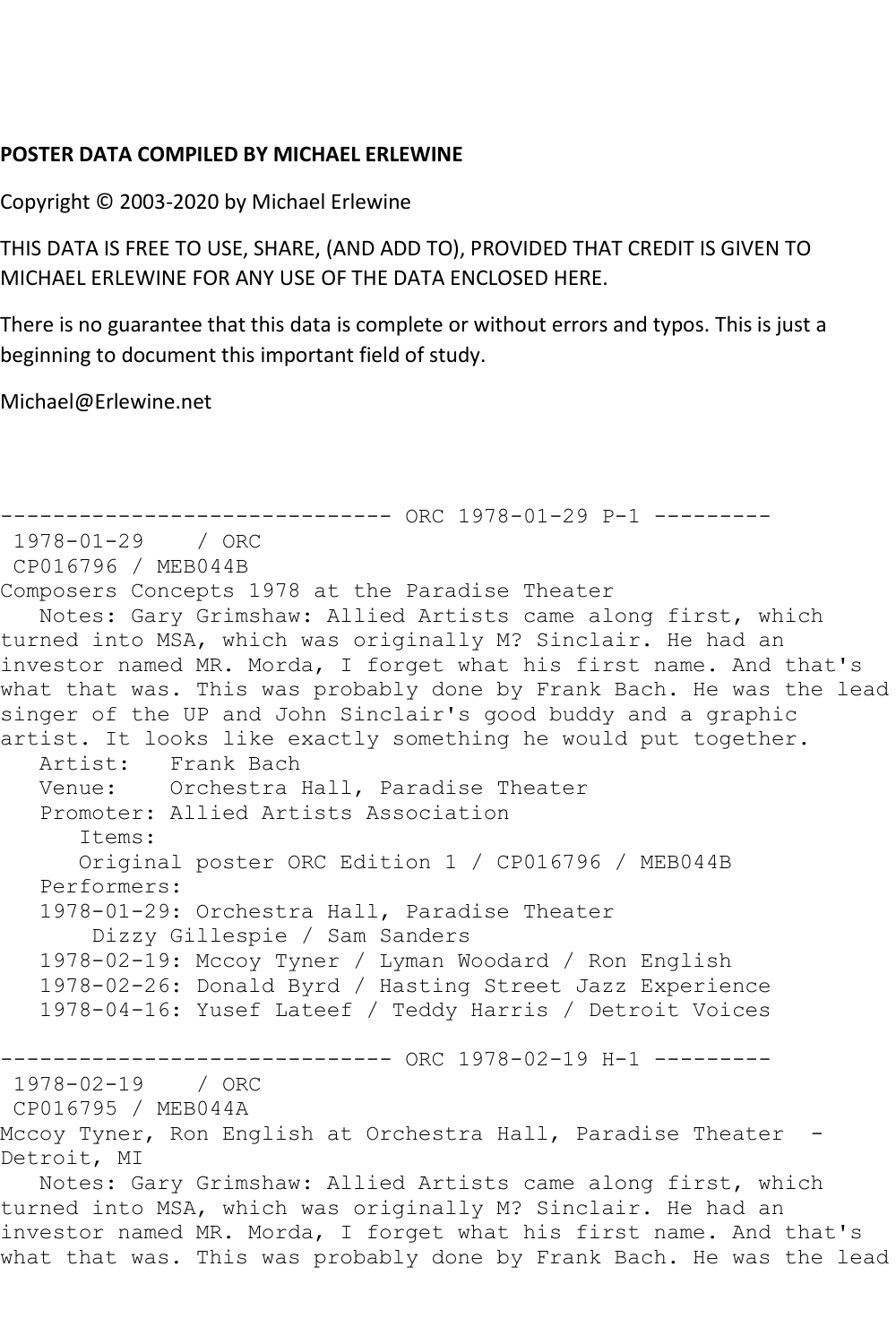**POSTER DATA COMPILED BY MICHAEL ERLEWINE**

Copyright © 2003-2020 by Michael Erlewine

THIS DATA IS FREE TO USE, SHARE, (AND ADD TO), PROVIDED THAT CREDIT IS GIVEN TO MICHAEL ERLEWINE FOR ANY USE OF THE DATA ENCLOSED HERE.

There is no guarantee that this data is complete or without errors and typos. This is just a beginning to document this important field of study.

Michael@Erlewine.net

```
------------------------------ ORC 1978-01-29 P-1 ---------
 1978-01-29    / ORC
 CP016796 / MEB044B
Composers Concepts 1978 at the Paradise Theater
   Notes: Gary Grimshaw: Allied Artists came along first, which
turned into MSA, which was originally M? Sinclair. He had an
investor named MR. Morda, I forget what his first name. And that's
what that was. This was probably done by Frank Bach. He was the lead
singer of the UP and John Sinclair's good buddy and a graphic
artist. It looks like exactly something he would put together.
   Artist:   Frank Bach
   Venue:    Orchestra Hall, Paradise Theater
   Promoter: Allied Artists Association
      Items:
      Original poster ORC Edition 1 / CP016796 / MEB044B
   Performers:
   1978-01-29: Orchestra Hall, Paradise Theater
       Dizzy Gillespie / Sam Sanders
   1978-02-19: Mccoy Tyner / Lyman Woodard / Ron English
   1978-02-26: Donald Byrd / Hasting Street Jazz Experience
   1978-04-16: Yusef Lateef / Teddy Harris / Detroit Voices

------------------------------ ORC 1978-02-19 H-1 ---------
 1978-02-19    / ORC
 CP016795 / MEB044A
Mccoy Tyner, Ron English at Orchestra Hall, Paradise Theater  -
Detroit, MI
   Notes: Gary Grimshaw: Allied Artists came along first, which
turned into MSA, which was originally M? Sinclair. He had an
investor named MR. Morda, I forget what his first name. And that's
what that was. This was probably done by Frank Bach. He was the lead
```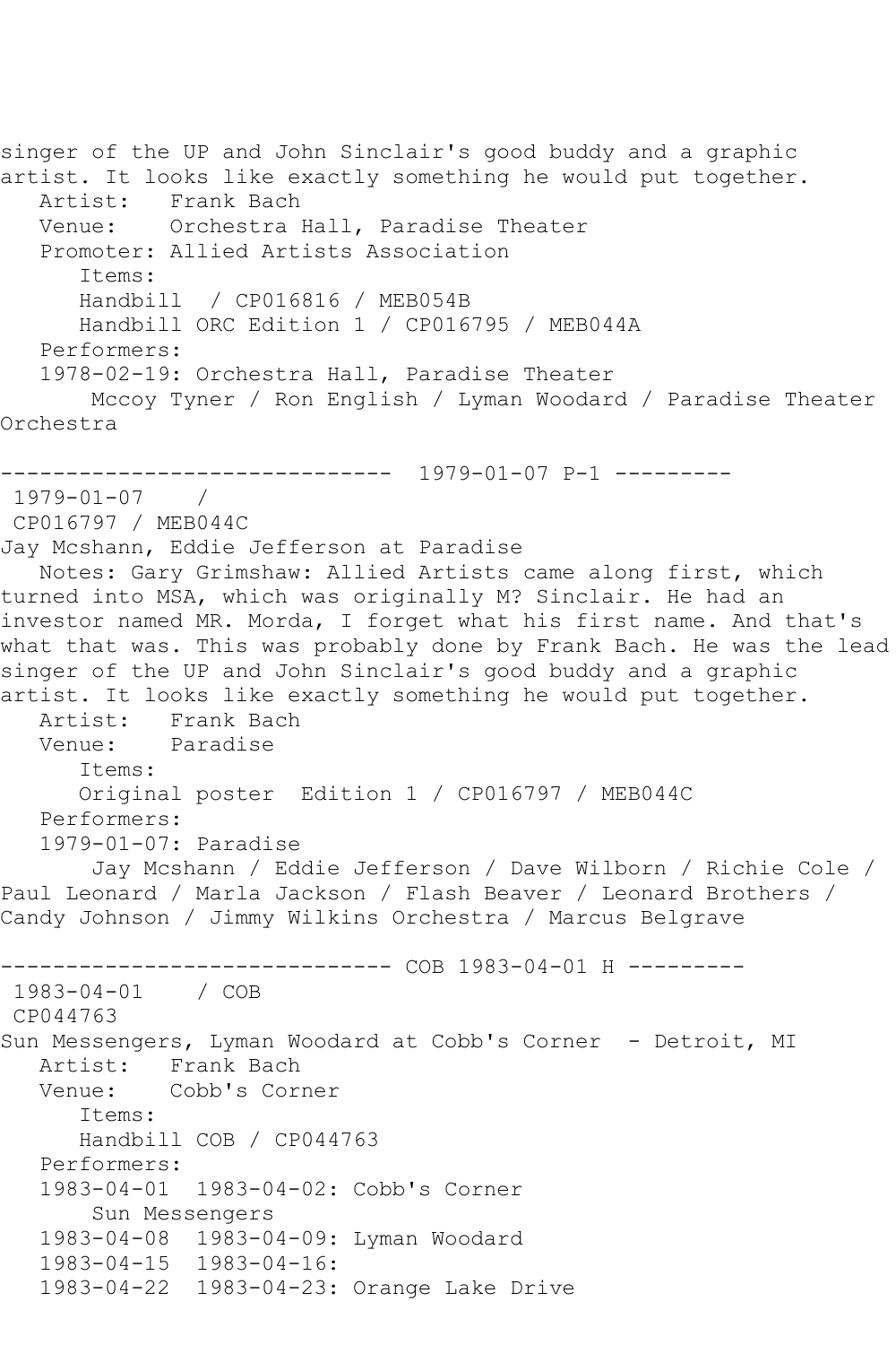singer of the UP and John Sinclair's good buddy and a graphic artist. It looks like exactly something he would put together.

Artist: Frank Bach
Venue: Orchestra Hall, Paradise Theater
Promoter: Allied Artists Association
Items:
Handbill / CP016816 / MEB054B
Handbill ORC Edition 1 / CP016795 / MEB044A
Performers:
1978-02-19: Orchestra Hall, Paradise Theater
Mccoy Tyner / Ron English / Lyman Woodard / Paradise Theater Orchestra

------------------------------ 1979-01-07 P-1 ---------

1979-01-07 /
CP016797 / MEB044C
Jay Mcshann, Eddie Jefferson at Paradise

Notes: Gary Grimshaw: Allied Artists came along first, which turned into MSA, which was originally M? Sinclair. He had an investor named MR. Morda, I forget what his first name. And that's what that was. This was probably done by Frank Bach. He was the lead singer of the UP and John Sinclair's good buddy and a graphic artist. It looks like exactly something he would put together.

Artist: Frank Bach
Venue: Paradise
Items:
Original poster Edition 1 / CP016797 / MEB044C
Performers:
1979-01-07: Paradise
Jay Mcshann / Eddie Jefferson / Dave Wilborn / Richie Cole / Paul Leonard / Marla Jackson / Flash Beaver / Leonard Brothers / Candy Johnson / Jimmy Wilkins Orchestra / Marcus Belgrave

------------------------------ COB 1983-04-01 H ---------

1983-04-01 / COB
CP044763
Sun Messengers, Lyman Woodard at Cobb's Corner - Detroit, MI

Artist: Frank Bach
Venue: Cobb's Corner
Items:
Handbill COB / CP044763
Performers:
1983-04-01 1983-04-02: Cobb's Corner
Sun Messengers
1983-04-08 1983-04-09: Lyman Woodard
1983-04-15 1983-04-16:
1983-04-22 1983-04-23: Orange Lake Drive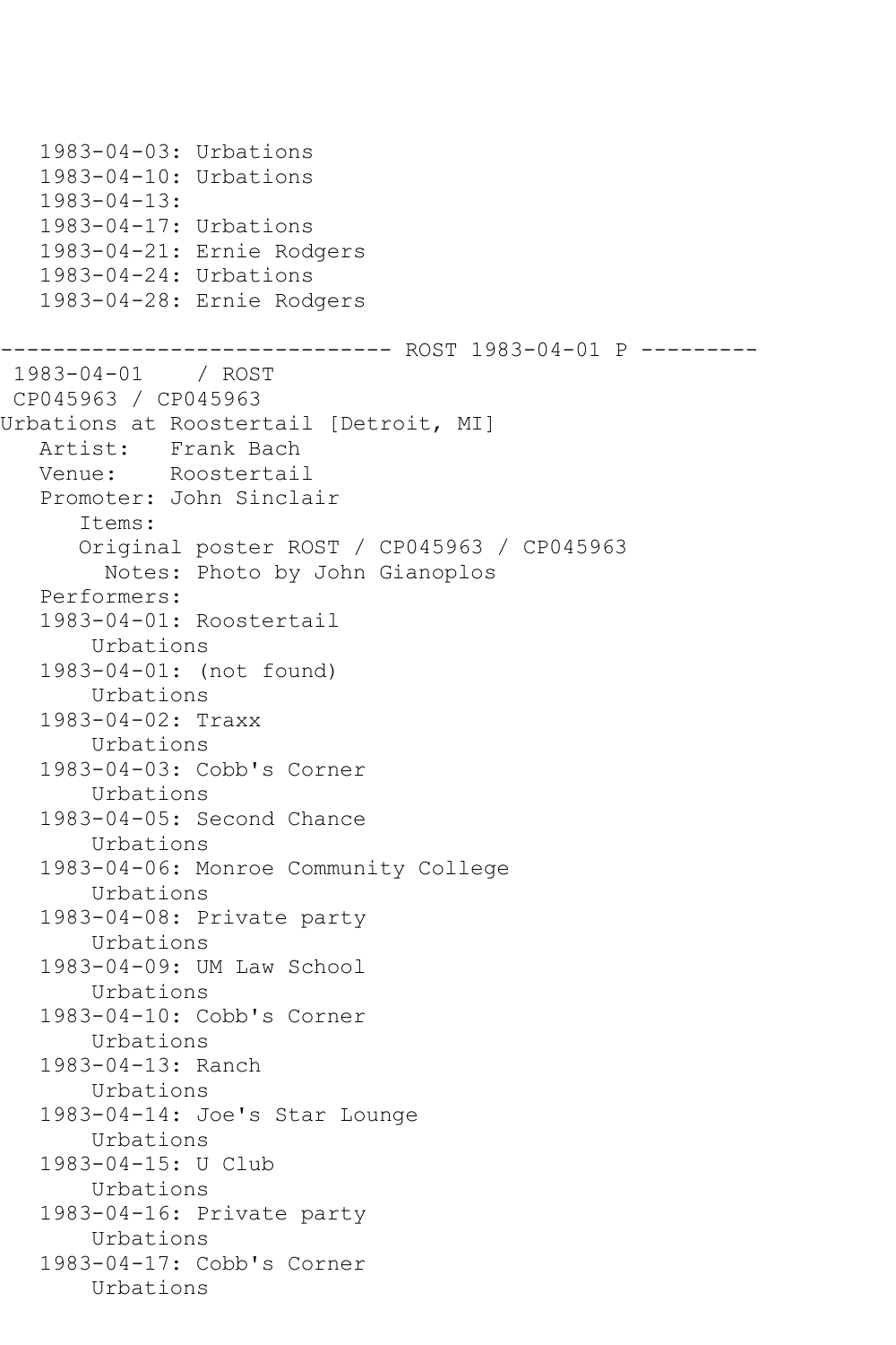```
   1983-04-03: Urbations
   1983-04-10: Urbations
   1983-04-13:
   1983-04-17: Urbations
   1983-04-21: Ernie Rodgers
   1983-04-24: Urbations
   1983-04-28: Ernie Rodgers

------------------------------ ROST 1983-04-01 P ---------
 1983-04-01    / ROST
 CP045963 / CP045963
Urbations at Roostertail [Detroit, MI]
   Artist:   Frank Bach
   Venue:    Roostertail
   Promoter: John Sinclair
      Items:
      Original poster ROST / CP045963 / CP045963
        Notes: Photo by John Gianoplos
   Performers:
   1983-04-01: Roostertail
       Urbations
   1983-04-01: (not found)
       Urbations
   1983-04-02: Traxx
       Urbations
   1983-04-03: Cobb's Corner
       Urbations
   1983-04-05: Second Chance
       Urbations
   1983-04-06: Monroe Community College
       Urbations
   1983-04-08: Private party
       Urbations
   1983-04-09: UM Law School
       Urbations
   1983-04-10: Cobb's Corner
       Urbations
   1983-04-13: Ranch
       Urbations
   1983-04-14: Joe's Star Lounge
       Urbations
   1983-04-15: U Club
       Urbations
   1983-04-16: Private party
       Urbations
   1983-04-17: Cobb's Corner
       Urbations
```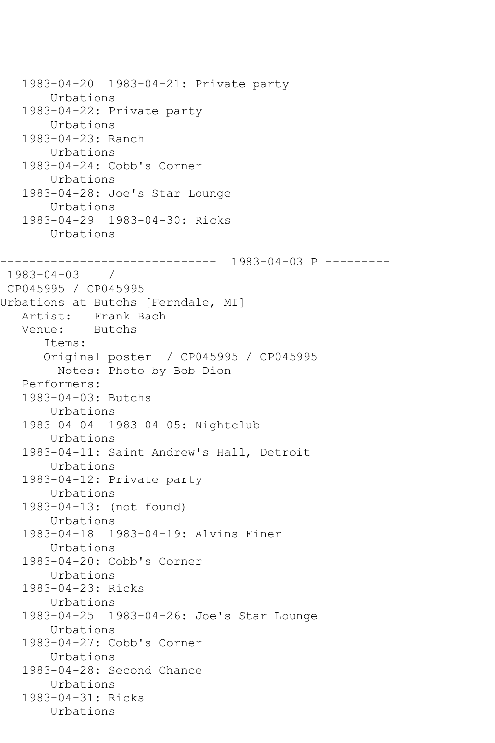1983-04-20  1983-04-21: Private party
      Urbations
   1983-04-22: Private party
      Urbations
   1983-04-23: Ranch
      Urbations
   1983-04-24: Cobb's Corner
      Urbations
   1983-04-28: Joe's Star Lounge
      Urbations
   1983-04-29  1983-04-30: Ricks
      Urbations

------------------------------  1983-04-03 P ---------

1983-04-03    /
CP045995 / CP045995
Urbations at Butchs [Ferndale, MI]
   Artist:   Frank Bach
   Venue:    Butchs
      Items:
      Original poster  / CP045995 / CP045995
        Notes: Photo by Bob Dion
   Performers:
   1983-04-03: Butchs
      Urbations
   1983-04-04  1983-04-05: Nightclub
      Urbations
   1983-04-11: Saint Andrew's Hall, Detroit
      Urbations
   1983-04-12: Private party
      Urbations
   1983-04-13: (not found)
      Urbations
   1983-04-18  1983-04-19: Alvins Finer
      Urbations
   1983-04-20: Cobb's Corner
      Urbations
   1983-04-23: Ricks
      Urbations
   1983-04-25  1983-04-26: Joe's Star Lounge
      Urbations
   1983-04-27: Cobb's Corner
      Urbations
   1983-04-28: Second Chance
      Urbations
   1983-04-31: Ricks
      Urbations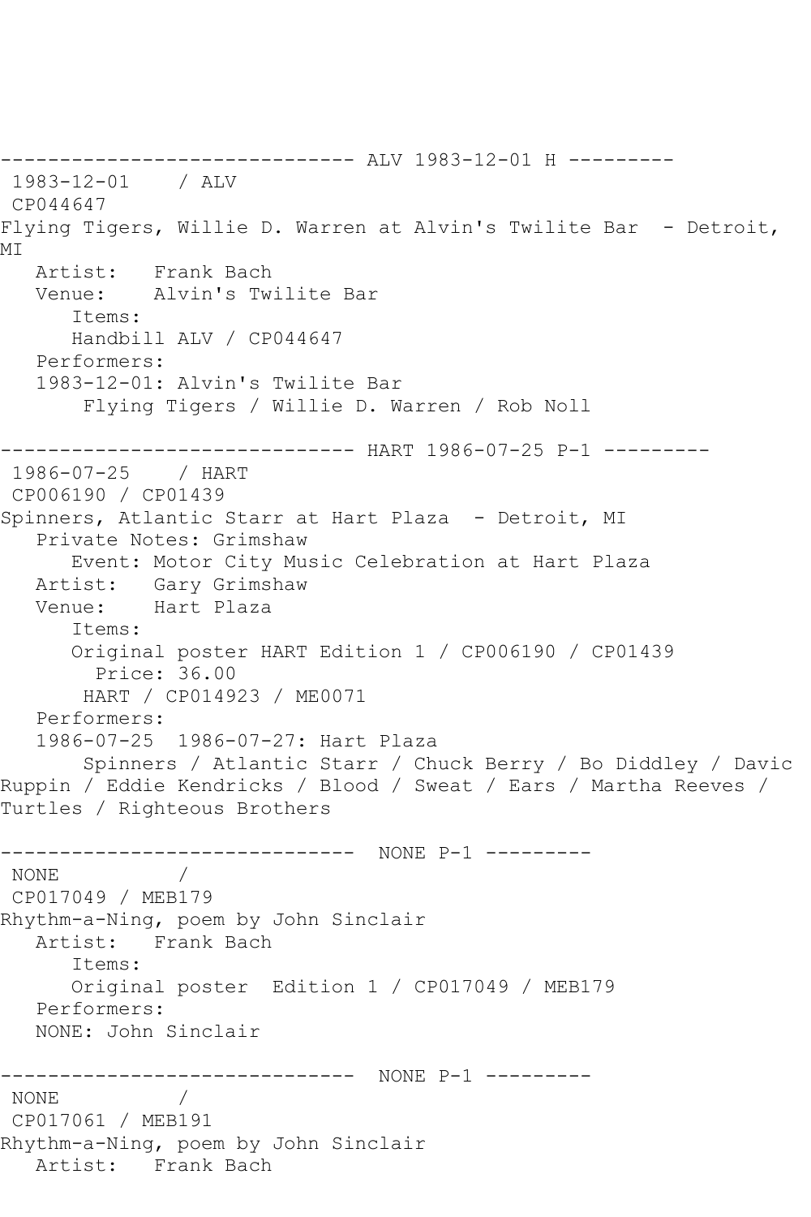```
------------------------------ ALV 1983-12-01 H ---------
 1983-12-01    / ALV 
 CP044647
Flying Tigers, Willie D. Warren at Alvin's Twilite Bar  - Detroit, 
MI
   Artist:   Frank Bach
   Venue:    Alvin's Twilite Bar
      Items:
      Handbill ALV / CP044647
   Performers:
   1983-12-01: Alvin's Twilite Bar
       Flying Tigers / Willie D. Warren / Rob Noll

------------------------------ HART 1986-07-25 P-1 ---------
 1986-07-25    / HART 
 CP006190 / CP01439
Spinners, Atlantic Starr at Hart Plaza  - Detroit, MI
   Private Notes: Grimshaw
      Event: Motor City Music Celebration at Hart Plaza
   Artist:   Gary Grimshaw
   Venue:    Hart Plaza
      Items:
      Original poster HART Edition 1 / CP006190 / CP01439
        Price: 36.00
       HART / CP014923 / ME0071
   Performers:
   1986-07-25  1986-07-27: Hart Plaza
       Spinners / Atlantic Starr / Chuck Berry / Bo Diddley / Davic 
Ruppin / Eddie Kendricks / Blood / Sweat / Ears / Martha Reeves / 
Turtles / Righteous Brothers

------------------------------  NONE P-1 ---------
 NONE          / 
 CP017049 / MEB179
Rhythm-a-Ning, poem by John Sinclair
   Artist:   Frank Bach
      Items:
      Original poster  Edition 1 / CP017049 / MEB179
   Performers:
   NONE: John Sinclair

------------------------------  NONE P-1 ---------
 NONE          / 
 CP017061 / MEB191
Rhythm-a-Ning, poem by John Sinclair
   Artist:   Frank Bach
```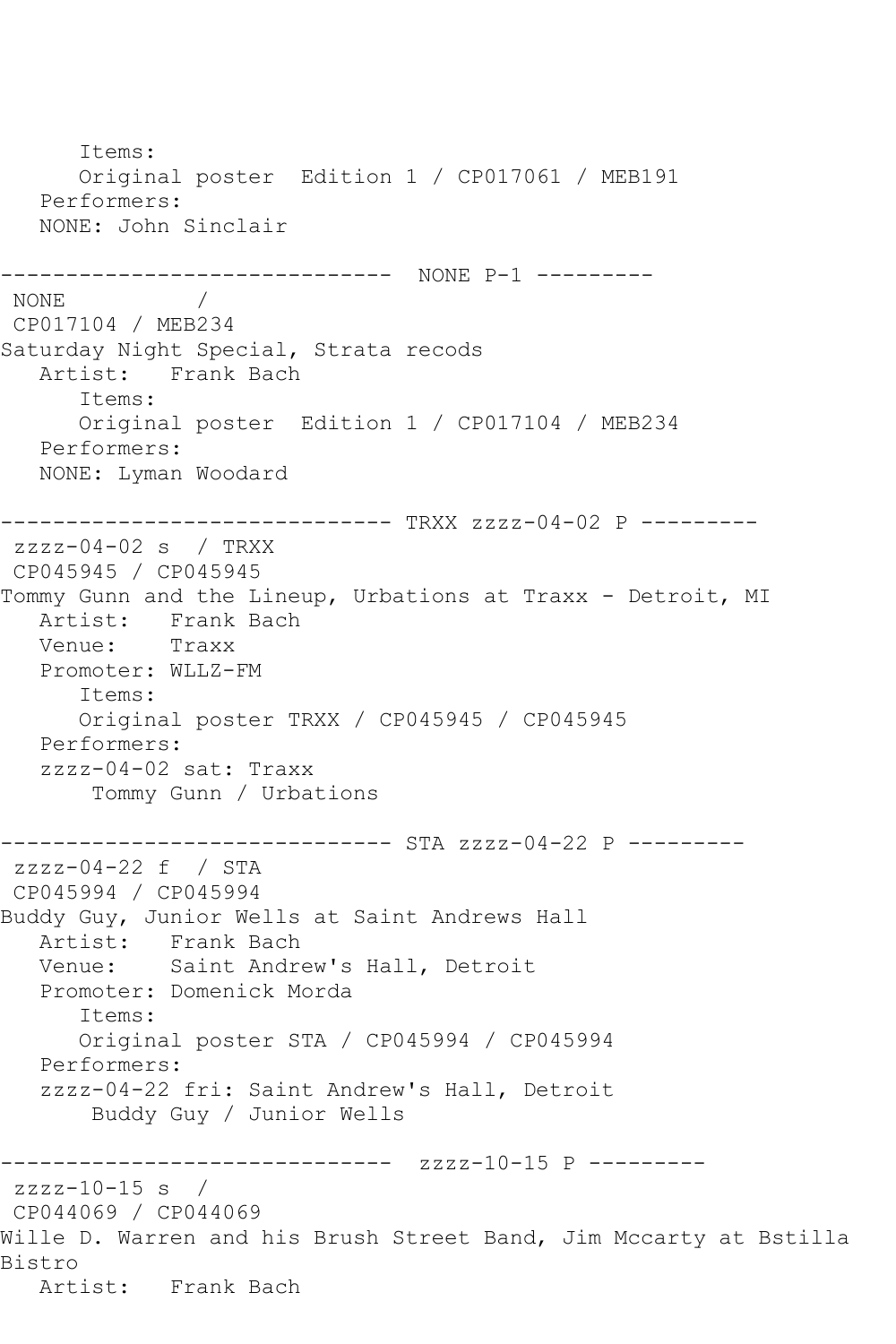```
      Items:
      Original poster  Edition 1 / CP017061 / MEB191
   Performers:
   NONE: John Sinclair

------------------------------  NONE P-1 ---------
 NONE          /
 CP017104 / MEB234
Saturday Night Special, Strata recods
   Artist:   Frank Bach
      Items:
      Original poster  Edition 1 / CP017104 / MEB234
   Performers:
   NONE: Lyman Woodard

------------------------------ TRXX zzzz-04-02 P ---------
 zzzz-04-02 s  / TRXX
 CP045945 / CP045945
Tommy Gunn and the Lineup, Urbations at Traxx - Detroit, MI
   Artist:   Frank Bach
   Venue:    Traxx
   Promoter: WLLZ-FM
      Items:
      Original poster TRXX / CP045945 / CP045945
   Performers:
   zzzz-04-02 sat: Traxx
       Tommy Gunn / Urbations

------------------------------ STA zzzz-04-22 P ---------
 zzzz-04-22 f  / STA
 CP045994 / CP045994
Buddy Guy, Junior Wells at Saint Andrews Hall
   Artist:   Frank Bach
   Venue:    Saint Andrew's Hall, Detroit
   Promoter: Domenick Morda
      Items:
      Original poster STA / CP045994 / CP045994
   Performers:
   zzzz-04-22 fri: Saint Andrew's Hall, Detroit
       Buddy Guy / Junior Wells

------------------------------  zzzz-10-15 P ---------
 zzzz-10-15 s  /
 CP044069 / CP044069
Wille D. Warren and his Brush Street Band, Jim Mccarty at Bstilla
Bistro
   Artist:   Frank Bach
```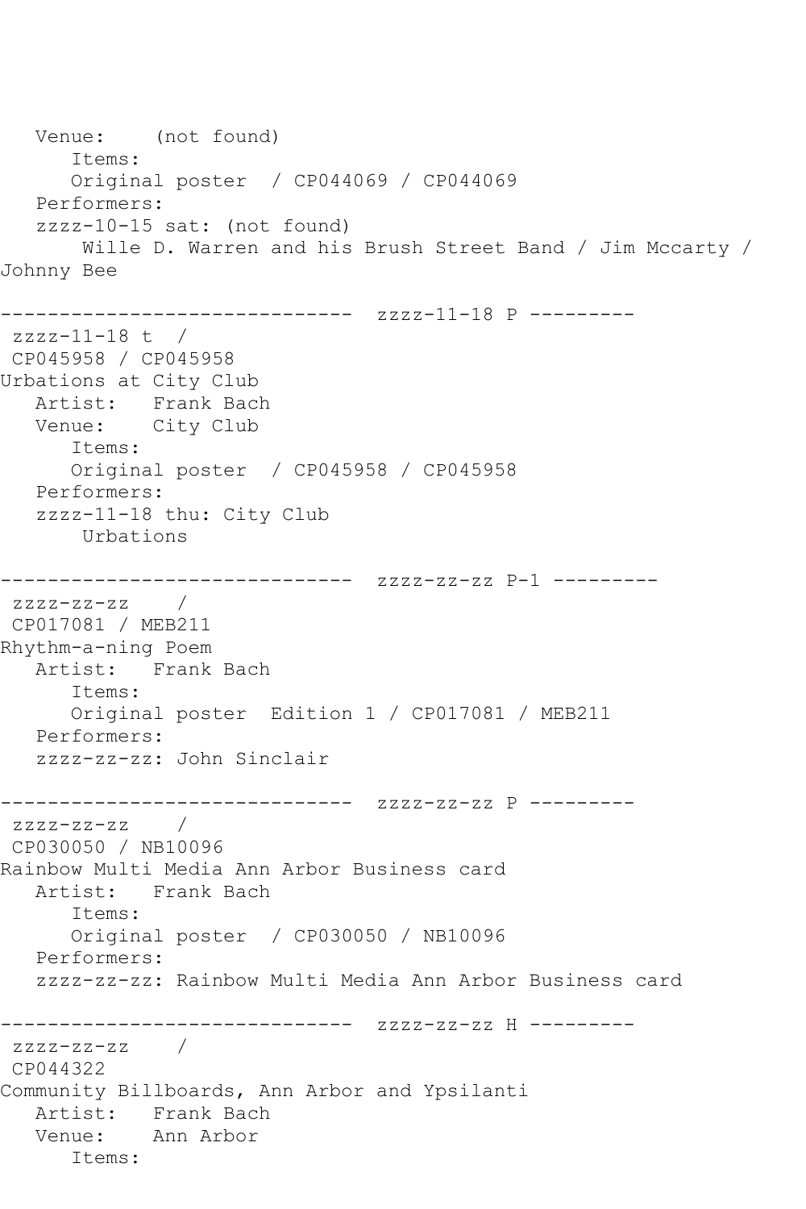```
   Venue:    (not found)
      Items:
      Original poster  / CP044069 / CP044069
   Performers:
   zzzz-10-15 sat: (not found)
       Wille D. Warren and his Brush Street Band / Jim Mccarty /
Johnny Bee

------------------------------  zzzz-11-18 P ---------
 zzzz-11-18 t  /
 CP045958 / CP045958
Urbations at City Club
   Artist:   Frank Bach
   Venue:    City Club
      Items:
      Original poster  / CP045958 / CP045958
   Performers:
   zzzz-11-18 thu: City Club
       Urbations

------------------------------  zzzz-zz-zz P-1 ---------
 zzzz-zz-zz    /
 CP017081 / MEB211
Rhythm-a-ning Poem
   Artist:   Frank Bach
      Items:
      Original poster  Edition 1 / CP017081 / MEB211
   Performers:
   zzzz-zz-zz: John Sinclair

------------------------------  zzzz-zz-zz P ---------
 zzzz-zz-zz    /
 CP030050 / NB10096
Rainbow Multi Media Ann Arbor Business card
   Artist:   Frank Bach
      Items:
      Original poster  / CP030050 / NB10096
   Performers:
   zzzz-zz-zz: Rainbow Multi Media Ann Arbor Business card

------------------------------  zzzz-zz-zz H ---------
 zzzz-zz-zz    /
 CP044322
Community Billboards, Ann Arbor and Ypsilanti
   Artist:   Frank Bach
   Venue:    Ann Arbor
      Items:
```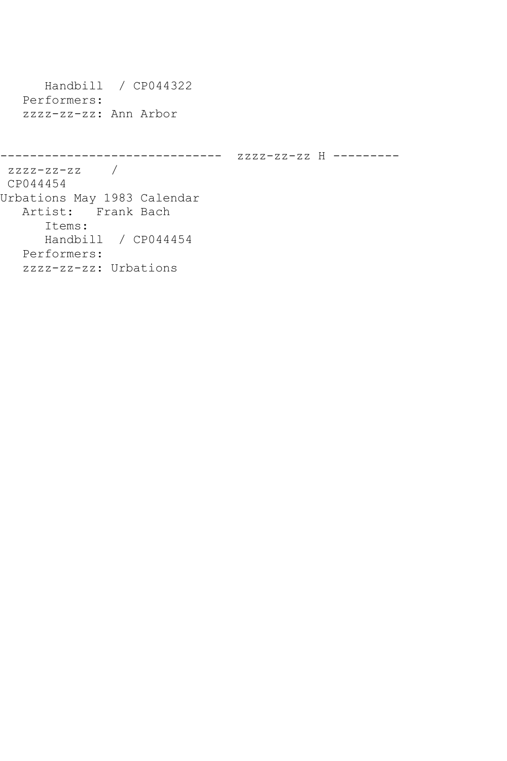Handbill  / CP044322
   Performers:
   zzzz-zz-zz: Ann Arbor

------------------------------  zzzz-zz-zz H ---------
 zzzz-zz-zz    /
 CP044454
Urbations May 1983 Calendar
   Artist:   Frank Bach
      Items:
      Handbill  / CP044454
   Performers:
   zzzz-zz-zz: Urbations